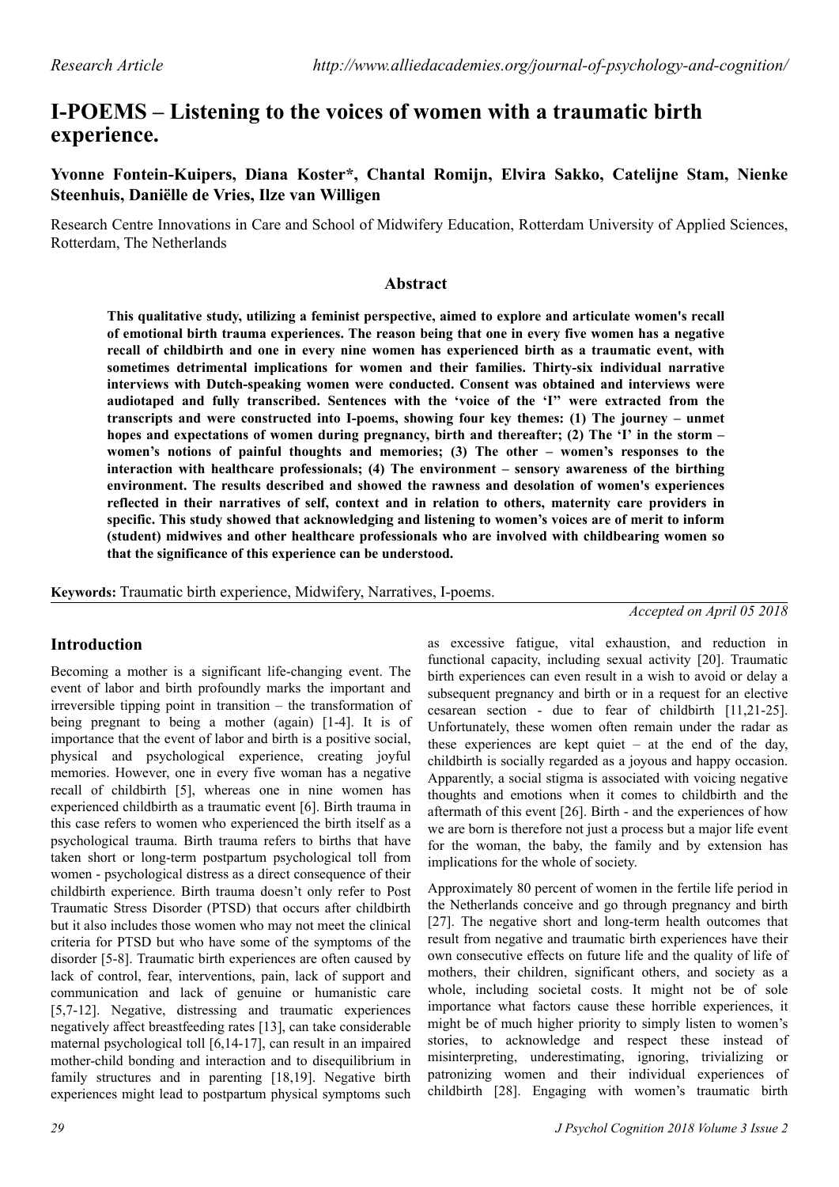# I-POEMS – Listening to the voices of women with a traumatic birth experience.

**Yvonne Fontein-Kuipers, Diana Koster*, Chantal Romijn, Elvira Sakko, Catelijne Stam, Nienke Steenhuis, Daniëlle de Vries, Ilze van Willigen**

Research Centre Innovations in Care and School of Midwifery Education, Rotterdam University of Applied Sciences, Rotterdam, The Netherlands

## Abstract

**This qualitative study, utilizing a feminist perspective, aimed to explore and articulate women's recall of emotional birth trauma experiences. The reason being that one in every five women has a negative recall of childbirth and one in every nine women has experienced birth as a traumatic event, with sometimes detrimental implications for women and their families. Thirty-six individual narrative interviews with Dutch-speaking women were conducted. Consent was obtained and interviews were audiotaped and fully transcribed. Sentences with the 'voice of the 'I'' were extracted from the transcripts and were constructed into I-poems, showing four key themes: (1) The journey – unmet hopes and expectations of women during pregnancy, birth and thereafter; (2) The 'I' in the storm – women's notions of painful thoughts and memories; (3) The other – women's responses to the interaction with healthcare professionals; (4) The environment – sensory awareness of the birthing environment. The results described and showed the rawness and desolation of women's experiences reflected in their narratives of self, context and in relation to others, maternity care providers in specific. This study showed that acknowledging and listening to women's voices are of merit to inform (student) midwives and other healthcare professionals who are involved with childbearing women so that the significance of this experience can be understood.**

**Keywords:** Traumatic birth experience, Midwifery, Narratives, I-poems.

*Accepted on April 05 2018*

## Introduction

Becoming a mother is a significant life-changing event. The event of labor and birth profoundly marks the important and irreversible tipping point in transition – the transformation of being pregnant to being a mother (again) [1-4]. It is of importance that the event of labor and birth is a positive social, physical and psychological experience, creating joyful memories. However, one in every five woman has a negative recall of childbirth [5], whereas one in nine women has experienced childbirth as a traumatic event [6]. Birth trauma in this case refers to women who experienced the birth itself as a psychological trauma. Birth trauma refers to births that have taken short or long-term postpartum psychological toll from women - psychological distress as a direct consequence of their childbirth experience. Birth trauma doesn't only refer to Post Traumatic Stress Disorder (PTSD) that occurs after childbirth but it also includes those women who may not meet the clinical criteria for PTSD but who have some of the symptoms of the disorder [5-8]. Traumatic birth experiences are often caused by lack of control, fear, interventions, pain, lack of support and communication and lack of genuine or humanistic care [5,7-12]. Negative, distressing and traumatic experiences negatively affect breastfeeding rates [13], can take considerable maternal psychological toll [6,14-17], can result in an impaired mother-child bonding and interaction and to disequilibrium in family structures and in parenting [18,19]. Negative birth experiences might lead to postpartum physical symptoms such as excessive fatigue, vital exhaustion, and reduction in functional capacity, including sexual activity [20]. Traumatic birth experiences can even result in a wish to avoid or delay a subsequent pregnancy and birth or in a request for an elective cesarean section - due to fear of childbirth [11,21-25]. Unfortunately, these women often remain under the radar as these experiences are kept quiet – at the end of the day, childbirth is socially regarded as a joyous and happy occasion. Apparently, a social stigma is associated with voicing negative thoughts and emotions when it comes to childbirth and the aftermath of this event [26]. Birth - and the experiences of how we are born is therefore not just a process but a major life event for the woman, the baby, the family and by extension has implications for the whole of society.

Approximately 80 percent of women in the fertile life period in the Netherlands conceive and go through pregnancy and birth [27]. The negative short and long-term health outcomes that result from negative and traumatic birth experiences have their own consecutive effects on future life and the quality of life of mothers, their children, significant others, and society as a whole, including societal costs. It might not be of sole importance what factors cause these horrible experiences, it might be of much higher priority to simply listen to women's stories, to acknowledge and respect these instead of misinterpreting, underestimating, ignoring, trivializing or patronizing women and their individual experiences of childbirth [28]. Engaging with women's traumatic birth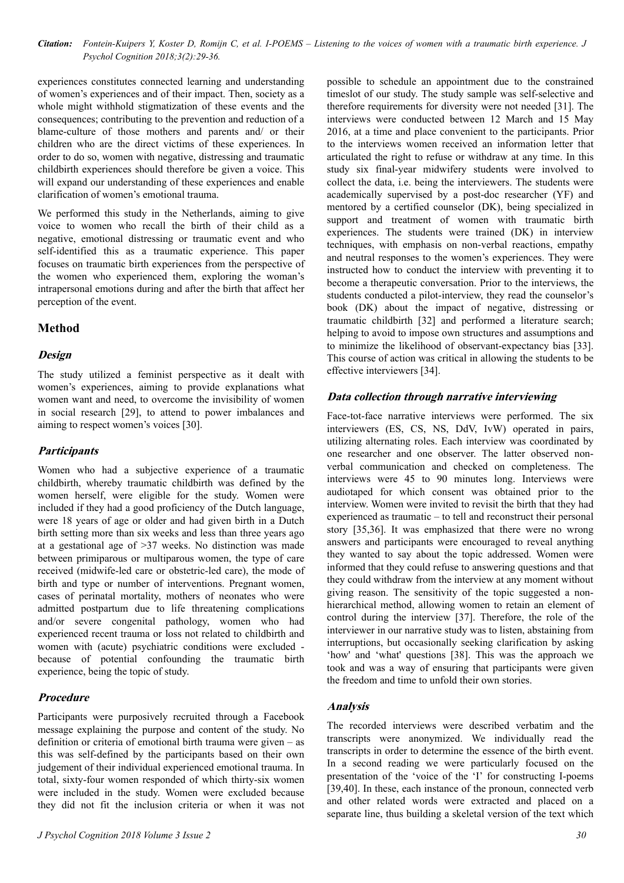experiences constitutes connected learning and understanding of women's experiences and of their impact. Then, society as a whole might withhold stigmatization of these events and the consequences; contributing to the prevention and reduction of a blame-culture of those mothers and parents and/ or their children who are the direct victims of these experiences. In order to do so, women with negative, distressing and traumatic childbirth experiences should therefore be given a voice. This will expand our understanding of these experiences and enable clarification of women's emotional trauma.

We performed this study in the Netherlands, aiming to give voice to women who recall the birth of their child as a negative, emotional distressing or traumatic event and who self-identified this as a traumatic experience. This paper focuses on traumatic birth experiences from the perspective of the women who experienced them, exploring the woman's intrapersonal emotions during and after the birth that affect her perception of the event.

## Method

### Design

The study utilized a feminist perspective as it dealt with women's experiences, aiming to provide explanations what women want and need, to overcome the invisibility of women in social research [29], to attend to power imbalances and aiming to respect women's voices [30].

### Participants

Women who had a subjective experience of a traumatic childbirth, whereby traumatic childbirth was defined by the women herself, were eligible for the study. Women were included if they had a good proficiency of the Dutch language, were 18 years of age or older and had given birth in a Dutch birth setting more than six weeks and less than three years ago at a gestational age of >37 weeks. No distinction was made between primiparous or multiparous women, the type of care received (midwife-led care or obstetric-led care), the mode of birth and type or number of interventions. Pregnant women, cases of perinatal mortality, mothers of neonates who were admitted postpartum due to life threatening complications and/or severe congenital pathology, women who had experienced recent trauma or loss not related to childbirth and women with (acute) psychiatric conditions were excluded - because of potential confounding the traumatic birth experience, being the topic of study.

### Procedure

Participants were purposively recruited through a Facebook message explaining the purpose and content of the study. No definition or criteria of emotional birth trauma were given – as this was self-defined by the participants based on their own judgement of their individual experienced emotional trauma. In total, sixty-four women responded of which thirty-six women were included in the study. Women were excluded because they did not fit the inclusion criteria or when it was not possible to schedule an appointment due to the constrained timeslot of our study. The study sample was self-selective and therefore requirements for diversity were not needed [31]. The interviews were conducted between 12 March and 15 May 2016, at a time and place convenient to the participants. Prior to the interviews women received an information letter that articulated the right to refuse or withdraw at any time. In this study six final-year midwifery students were involved to collect the data, i.e. being the interviewers. The students were academically supervised by a post-doc researcher (YF) and mentored by a certified counselor (DK), being specialized in support and treatment of women with traumatic birth experiences. The students were trained (DK) in interview techniques, with emphasis on non-verbal reactions, empathy and neutral responses to the women's experiences. They were instructed how to conduct the interview with preventing it to become a therapeutic conversation. Prior to the interviews, the students conducted a pilot-interview, they read the counselor's book (DK) about the impact of negative, distressing or traumatic childbirth [32] and performed a literature search; helping to avoid to impose own structures and assumptions and to minimize the likelihood of observant-expectancy bias [33]. This course of action was critical in allowing the students to be effective interviewers [34].

### Data collection through narrative interviewing

Face-tot-face narrative interviews were performed. The six interviewers (ES, CS, NS, DdV, IvW) operated in pairs, utilizing alternating roles. Each interview was coordinated by one researcher and one observer. The latter observed non-verbal communication and checked on completeness. The interviews were 45 to 90 minutes long. Interviews were audiotaped for which consent was obtained prior to the interview. Women were invited to revisit the birth that they had experienced as traumatic – to tell and reconstruct their personal story [35,36]. It was emphasized that there were no wrong answers and participants were encouraged to reveal anything they wanted to say about the topic addressed. Women were informed that they could refuse to answering questions and that they could withdraw from the interview at any moment without giving reason. The sensitivity of the topic suggested a non-hierarchical method, allowing women to retain an element of control during the interview [37]. Therefore, the role of the interviewer in our narrative study was to listen, abstaining from interruptions, but occasionally seeking clarification by asking 'how' and 'what' questions [38]. This was the approach we took and was a way of ensuring that participants were given the freedom and time to unfold their own stories.

### Analysis

The recorded interviews were described verbatim and the transcripts were anonymized. We individually read the transcripts in order to determine the essence of the birth event. In a second reading we were particularly focused on the presentation of the 'voice of the 'I' for constructing I-poems [39,40]. In these, each instance of the pronoun, connected verb and other related words were extracted and placed on a separate line, thus building a skeletal version of the text which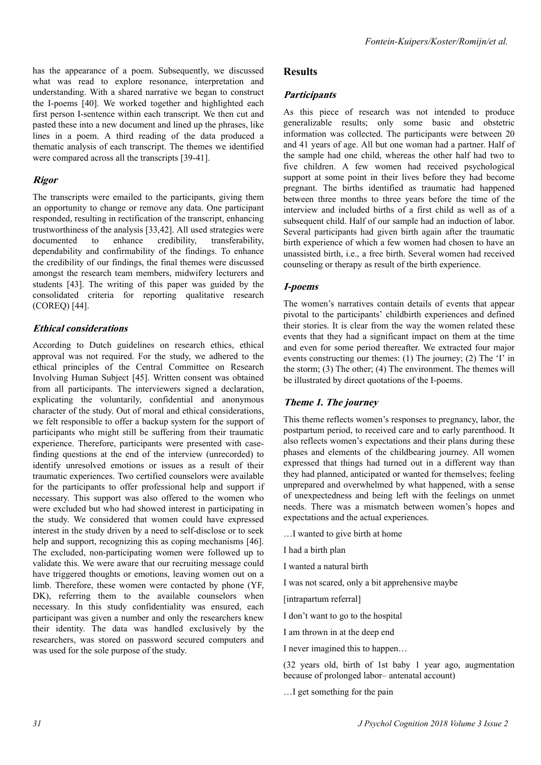has the appearance of a poem. Subsequently, we discussed what was read to explore resonance, interpretation and understanding. With a shared narrative we began to construct the I-poems [40]. We worked together and highlighted each first person I-sentence within each transcript. We then cut and pasted these into a new document and lined up the phrases, like lines in a poem. A third reading of the data produced a thematic analysis of each transcript. The themes we identified were compared across all the transcripts [39-41].

### Rigor

The transcripts were emailed to the participants, giving them an opportunity to change or remove any data. One participant responded, resulting in rectification of the transcript, enhancing trustworthiness of the analysis [33,42]. All used strategies were documented to enhance credibility, transferability, dependability and confirmability of the findings. To enhance the credibility of our findings, the final themes were discussed amongst the research team members, midwifery lecturers and students [43]. The writing of this paper was guided by the consolidated criteria for reporting qualitative research (COREQ) [44].

### Ethical considerations

According to Dutch guidelines on research ethics, ethical approval was not required. For the study, we adhered to the ethical principles of the Central Committee on Research Involving Human Subject [45]. Written consent was obtained from all participants. The interviewers signed a declaration, explicating the voluntarily, confidential and anonymous character of the study. Out of moral and ethical considerations, we felt responsible to offer a backup system for the support of participants who might still be suffering from their traumatic experience. Therefore, participants were presented with case-finding questions at the end of the interview (unrecorded) to identify unresolved emotions or issues as a result of their traumatic experiences. Two certified counselors were available for the participants to offer professional help and support if necessary. This support was also offered to the women who were excluded but who had showed interest in participating in the study. We considered that women could have expressed interest in the study driven by a need to self-disclose or to seek help and support, recognizing this as coping mechanisms [46]. The excluded, non-participating women were followed up to validate this. We were aware that our recruiting message could have triggered thoughts or emotions, leaving women out on a limb. Therefore, these women were contacted by phone (YF, DK), referring them to the available counselors when necessary. In this study confidentiality was ensured, each participant was given a number and only the researchers knew their identity. The data was handled exclusively by the researchers, was stored on password secured computers and was used for the sole purpose of the study.

## Results

### Participants

As this piece of research was not intended to produce generalizable results; only some basic and obstetric information was collected. The participants were between 20 and 41 years of age. All but one woman had a partner. Half of the sample had one child, whereas the other half had two to five children. A few women had received psychological support at some point in their lives before they had become pregnant. The births identified as traumatic had happened between three months to three years before the time of the interview and included births of a first child as well as of a subsequent child. Half of our sample had an induction of labor. Several participants had given birth again after the traumatic birth experience of which a few women had chosen to have an unassisted birth, i.e., a free birth. Several women had received counseling or therapy as result of the birth experience.

### I-poems

The women's narratives contain details of events that appear pivotal to the participants' childbirth experiences and defined their stories. It is clear from the way the women related these events that they had a significant impact on them at the time and even for some period thereafter. We extracted four major events constructing our themes: (1) The journey; (2) The 'I' in the storm; (3) The other; (4) The environment. The themes will be illustrated by direct quotations of the I-poems.

### Theme 1. The journey

This theme reflects women's responses to pregnancy, labor, the postpartum period, to received care and to early parenthood. It also reflects women's expectations and their plans during these phases and elements of the childbearing journey. All women expressed that things had turned out in a different way than they had planned, anticipated or wanted for themselves; feeling unprepared and overwhelmed by what happened, with a sense of unexpectedness and being left with the feelings on unmet needs. There was a mismatch between women's hopes and expectations and the actual experiences.

…I wanted to give birth at home

I had a birth plan

I wanted a natural birth

I was not scared, only a bit apprehensive maybe

[intrapartum referral]

I don't want to go to the hospital

I am thrown in at the deep end

I never imagined this to happen…

(32 years old, birth of 1st baby 1 year ago, augmentation because of prolonged labor– antenatal account)

…I get something for the pain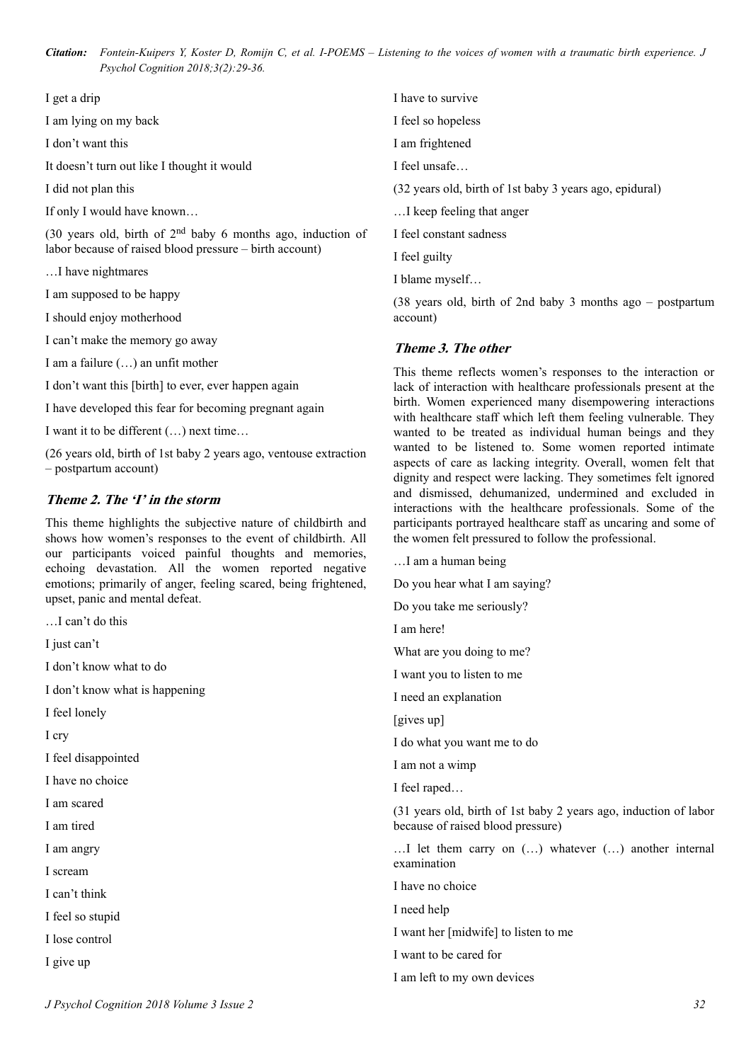I get a drip

I am lying on my back

I don't want this

It doesn't turn out like I thought it would

I did not plan this

If only I would have known…

(30 years old, birth of 2nd baby 6 months ago, induction of labor because of raised blood pressure – birth account)

…I have nightmares

I am supposed to be happy

I should enjoy motherhood

I can't make the memory go away

I am a failure (…) an unfit mother

I don't want this [birth] to ever, ever happen again

I have developed this fear for becoming pregnant again

I want it to be different (…) next time…

(26 years old, birth of 1st baby 2 years ago, ventouse extraction – postpartum account)

### Theme 2. The 'I' in the storm

This theme highlights the subjective nature of childbirth and shows how women's responses to the event of childbirth. All our participants voiced painful thoughts and memories, echoing devastation. All the women reported negative emotions; primarily of anger, feeling scared, being frightened, upset, panic and mental defeat.

…I can't do this

I just can't

I don't know what to do

I don't know what is happening

I feel lonely

I cry

I feel disappointed

I have no choice

I am scared

I am tired

I am angry

I scream

I can't think

I feel so stupid

I lose control

I give up

I have to survive

I feel so hopeless

I am frightened

I feel unsafe…

(32 years old, birth of 1st baby 3 years ago, epidural)

…I keep feeling that anger

I feel constant sadness

I feel guilty

I blame myself…

(38 years old, birth of 2nd baby 3 months ago – postpartum account)

### Theme 3. The other

This theme reflects women's responses to the interaction or lack of interaction with healthcare professionals present at the birth. Women experienced many disempowering interactions with healthcare staff which left them feeling vulnerable. They wanted to be treated as individual human beings and they wanted to be listened to. Some women reported intimate aspects of care as lacking integrity. Overall, women felt that dignity and respect were lacking. They sometimes felt ignored and dismissed, dehumanized, undermined and excluded in interactions with the healthcare professionals. Some of the participants portrayed healthcare staff as uncaring and some of the women felt pressured to follow the professional.

…I am a human being

Do you hear what I am saying?

Do you take me seriously?

I am here!

What are you doing to me?

I want you to listen to me

I need an explanation

[gives up]

I do what you want me to do

I am not a wimp

I feel raped…

(31 years old, birth of 1st baby 2 years ago, induction of labor because of raised blood pressure)

…I let them carry on (…) whatever (…) another internal examination

I have no choice

I need help

I want her [midwife] to listen to me

I want to be cared for

I am left to my own devices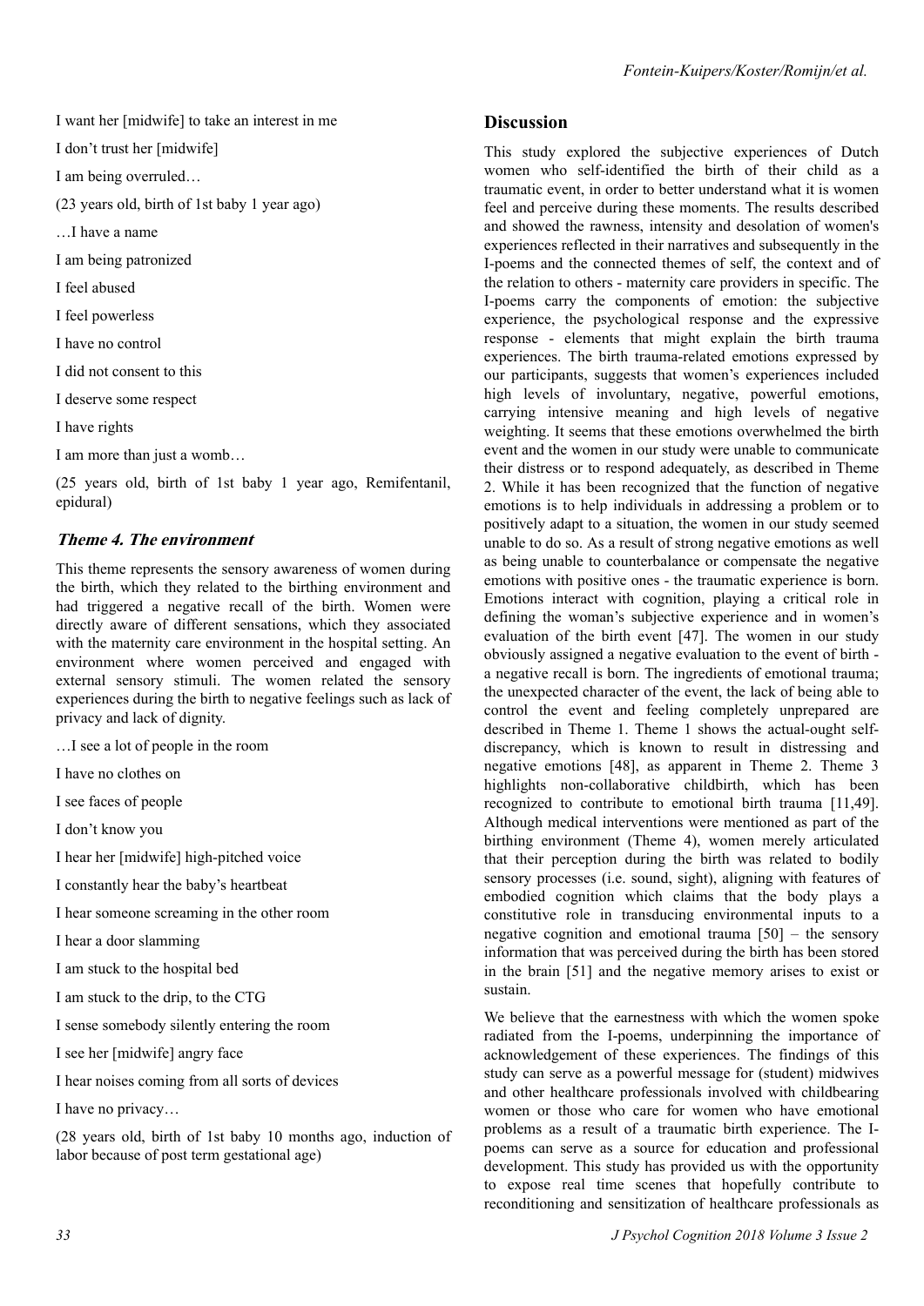I want her [midwife] to take an interest in me

I don't trust her [midwife]

I am being overruled…

(23 years old, birth of 1st baby 1 year ago)

…I have a name

I am being patronized

I feel abused

I feel powerless

I have no control

I did not consent to this

I deserve some respect

I have rights

I am more than just a womb…

(25 years old, birth of 1st baby 1 year ago, Remifentanil, epidural)

### *Theme 4. The environment*

This theme represents the sensory awareness of women during the birth, which they related to the birthing environment and had triggered a negative recall of the birth. Women were directly aware of different sensations, which they associated with the maternity care environment in the hospital setting. An environment where women perceived and engaged with external sensory stimuli. The women related the sensory experiences during the birth to negative feelings such as lack of privacy and lack of dignity.

…I see a lot of people in the room

I have no clothes on

I see faces of people

I don't know you

I hear her [midwife] high-pitched voice

I constantly hear the baby's heartbeat

I hear someone screaming in the other room

I hear a door slamming

I am stuck to the hospital bed

I am stuck to the drip, to the CTG

I sense somebody silently entering the room

I see her [midwife] angry face

I hear noises coming from all sorts of devices

I have no privacy…

(28 years old, birth of 1st baby 10 months ago, induction of labor because of post term gestational age)

## Discussion

This study explored the subjective experiences of Dutch women who self-identified the birth of their child as a traumatic event, in order to better understand what it is women feel and perceive during these moments. The results described and showed the rawness, intensity and desolation of women's experiences reflected in their narratives and subsequently in the I-poems and the connected themes of self, the context and of the relation to others - maternity care providers in specific. The I-poems carry the components of emotion: the subjective experience, the psychological response and the expressive response - elements that might explain the birth trauma experiences. The birth trauma-related emotions expressed by our participants, suggests that women's experiences included high levels of involuntary, negative, powerful emotions, carrying intensive meaning and high levels of negative weighting. It seems that these emotions overwhelmed the birth event and the women in our study were unable to communicate their distress or to respond adequately, as described in Theme 2. While it has been recognized that the function of negative emotions is to help individuals in addressing a problem or to positively adapt to a situation, the women in our study seemed unable to do so. As a result of strong negative emotions as well as being unable to counterbalance or compensate the negative emotions with positive ones - the traumatic experience is born. Emotions interact with cognition, playing a critical role in defining the woman's subjective experience and in women's evaluation of the birth event [47]. The women in our study obviously assigned a negative evaluation to the event of birth - a negative recall is born. The ingredients of emotional trauma; the unexpected character of the event, the lack of being able to control the event and feeling completely unprepared are described in Theme 1. Theme 1 shows the actual-ought self-discrepancy, which is known to result in distressing and negative emotions [48], as apparent in Theme 2. Theme 3 highlights non-collaborative childbirth, which has been recognized to contribute to emotional birth trauma [11,49]. Although medical interventions were mentioned as part of the birthing environment (Theme 4), women merely articulated that their perception during the birth was related to bodily sensory processes (i.e. sound, sight), aligning with features of embodied cognition which claims that the body plays a constitutive role in transducing environmental inputs to a negative cognition and emotional trauma [50] – the sensory information that was perceived during the birth has been stored in the brain [51] and the negative memory arises to exist or sustain.

We believe that the earnestness with which the women spoke radiated from the I-poems, underpinning the importance of acknowledgement of these experiences. The findings of this study can serve as a powerful message for (student) midwives and other healthcare professionals involved with childbearing women or those who care for women who have emotional problems as a result of a traumatic birth experience. The I-poems can serve as a source for education and professional development. This study has provided us with the opportunity to expose real time scenes that hopefully contribute to reconditioning and sensitization of healthcare professionals as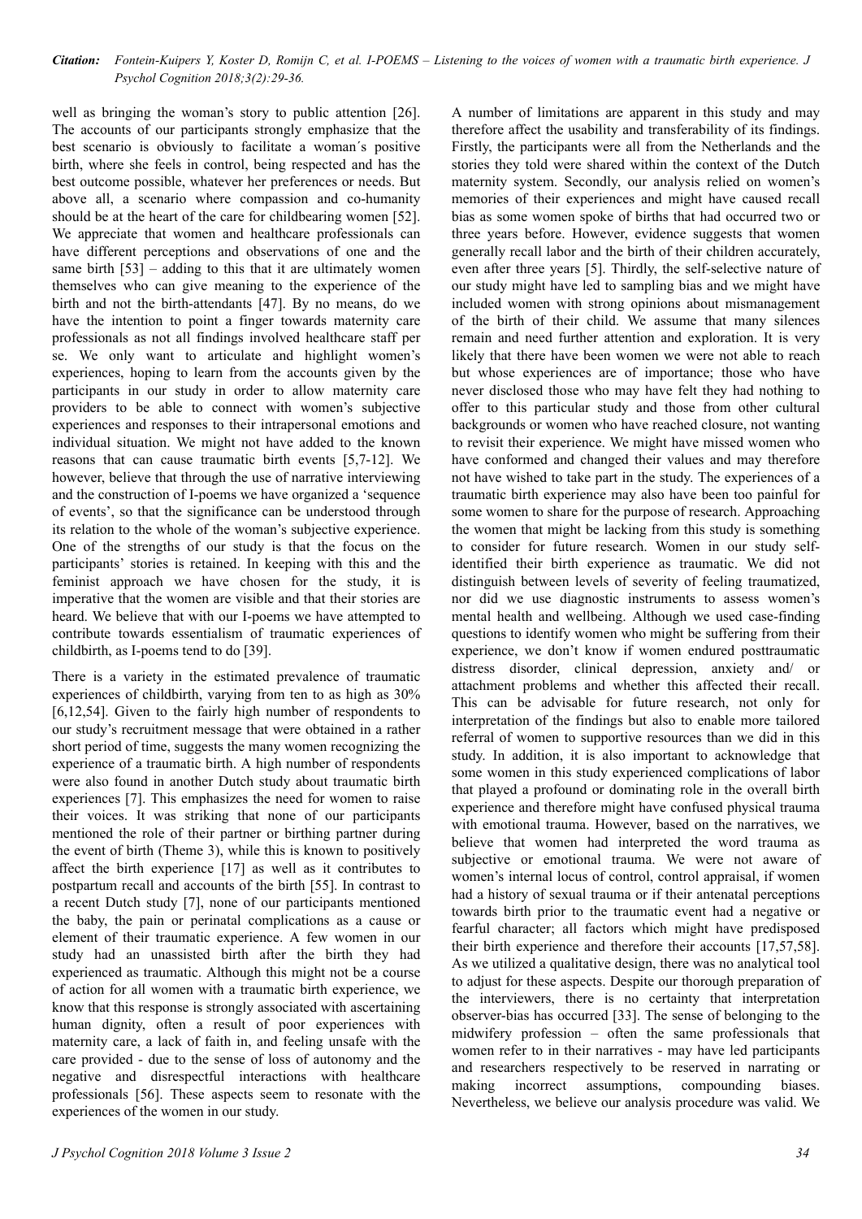well as bringing the woman's story to public attention [26]. The accounts of our participants strongly emphasize that the best scenario is obviously to facilitate a woman´s positive birth, where she feels in control, being respected and has the best outcome possible, whatever her preferences or needs. But above all, a scenario where compassion and co-humanity should be at the heart of the care for childbearing women [52]. We appreciate that women and healthcare professionals can have different perceptions and observations of one and the same birth [53] – adding to this that it are ultimately women themselves who can give meaning to the experience of the birth and not the birth-attendants [47]. By no means, do we have the intention to point a finger towards maternity care professionals as not all findings involved healthcare staff per se. We only want to articulate and highlight women's experiences, hoping to learn from the accounts given by the participants in our study in order to allow maternity care providers to be able to connect with women's subjective experiences and responses to their intrapersonal emotions and individual situation. We might not have added to the known reasons that can cause traumatic birth events [5,7-12]. We however, believe that through the use of narrative interviewing and the construction of I-poems we have organized a 'sequence of events', so that the significance can be understood through its relation to the whole of the woman's subjective experience. One of the strengths of our study is that the focus on the participants' stories is retained. In keeping with this and the feminist approach we have chosen for the study, it is imperative that the women are visible and that their stories are heard. We believe that with our I-poems we have attempted to contribute towards essentialism of traumatic experiences of childbirth, as I-poems tend to do [39].

There is a variety in the estimated prevalence of traumatic experiences of childbirth, varying from ten to as high as 30% [6,12,54]. Given to the fairly high number of respondents to our study's recruitment message that were obtained in a rather short period of time, suggests the many women recognizing the experience of a traumatic birth. A high number of respondents were also found in another Dutch study about traumatic birth experiences [7]. This emphasizes the need for women to raise their voices. It was striking that none of our participants mentioned the role of their partner or birthing partner during the event of birth (Theme 3), while this is known to positively affect the birth experience [17] as well as it contributes to postpartum recall and accounts of the birth [55]. In contrast to a recent Dutch study [7], none of our participants mentioned the baby, the pain or perinatal complications as a cause or element of their traumatic experience. A few women in our study had an unassisted birth after the birth they had experienced as traumatic. Although this might not be a course of action for all women with a traumatic birth experience, we know that this response is strongly associated with ascertaining human dignity, often a result of poor experiences with maternity care, a lack of faith in, and feeling unsafe with the care provided - due to the sense of loss of autonomy and the negative and disrespectful interactions with healthcare professionals [56]. These aspects seem to resonate with the experiences of the women in our study.

A number of limitations are apparent in this study and may therefore affect the usability and transferability of its findings. Firstly, the participants were all from the Netherlands and the stories they told were shared within the context of the Dutch maternity system. Secondly, our analysis relied on women's memories of their experiences and might have caused recall bias as some women spoke of births that had occurred two or three years before. However, evidence suggests that women generally recall labor and the birth of their children accurately, even after three years [5]. Thirdly, the self-selective nature of our study might have led to sampling bias and we might have included women with strong opinions about mismanagement of the birth of their child. We assume that many silences remain and need further attention and exploration. It is very likely that there have been women we were not able to reach but whose experiences are of importance; those who have never disclosed those who may have felt they had nothing to offer to this particular study and those from other cultural backgrounds or women who have reached closure, not wanting to revisit their experience. We might have missed women who have conformed and changed their values and may therefore not have wished to take part in the study. The experiences of a traumatic birth experience may also have been too painful for some women to share for the purpose of research. Approaching the women that might be lacking from this study is something to consider for future research. Women in our study self-identified their birth experience as traumatic. We did not distinguish between levels of severity of feeling traumatized, nor did we use diagnostic instruments to assess women's mental health and wellbeing. Although we used case-finding questions to identify women who might be suffering from their experience, we don't know if women endured posttraumatic distress disorder, clinical depression, anxiety and/ or attachment problems and whether this affected their recall. This can be advisable for future research, not only for interpretation of the findings but also to enable more tailored referral of women to supportive resources than we did in this study. In addition, it is also important to acknowledge that some women in this study experienced complications of labor that played a profound or dominating role in the overall birth experience and therefore might have confused physical trauma with emotional trauma. However, based on the narratives, we believe that women had interpreted the word trauma as subjective or emotional trauma. We were not aware of women's internal locus of control, control appraisal, if women had a history of sexual trauma or if their antenatal perceptions towards birth prior to the traumatic event had a negative or fearful character; all factors which might have predisposed their birth experience and therefore their accounts [17,57,58]. As we utilized a qualitative design, there was no analytical tool to adjust for these aspects. Despite our thorough preparation of the interviewers, there is no certainty that interpretation observer-bias has occurred [33]. The sense of belonging to the midwifery profession – often the same professionals that women refer to in their narratives - may have led participants and researchers respectively to be reserved in narrating or making incorrect assumptions, compounding biases. Nevertheless, we believe our analysis procedure was valid. We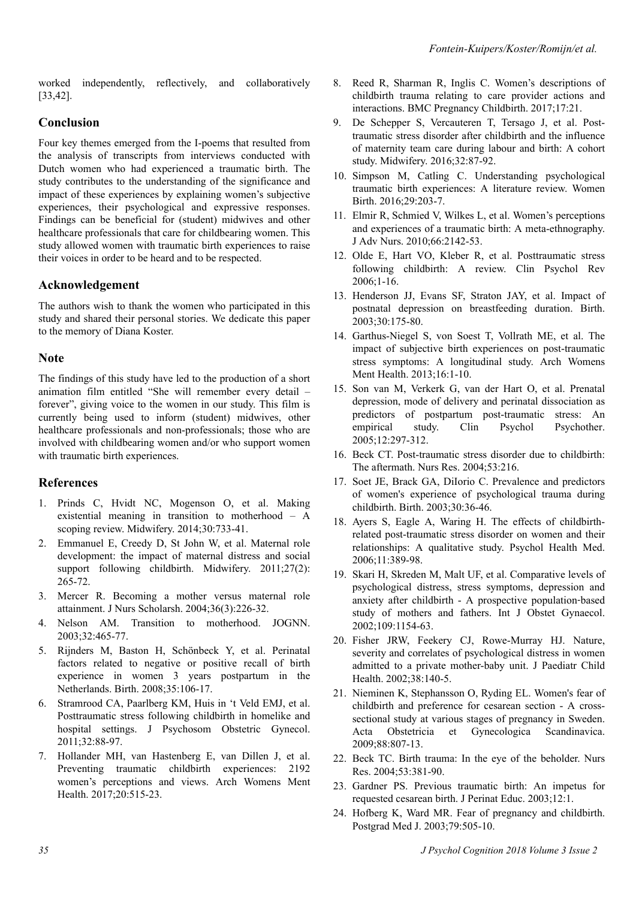worked independently, reflectively, and collaboratively [33,42].

## Conclusion

Four key themes emerged from the I-poems that resulted from the analysis of transcripts from interviews conducted with Dutch women who had experienced a traumatic birth. The study contributes to the understanding of the significance and impact of these experiences by explaining women's subjective experiences, their psychological and expressive responses. Findings can be beneficial for (student) midwives and other healthcare professionals that care for childbearing women. This study allowed women with traumatic birth experiences to raise their voices in order to be heard and to be respected.

## Acknowledgement

The authors wish to thank the women who participated in this study and shared their personal stories. We dedicate this paper to the memory of Diana Koster.

## Note

The findings of this study have led to the production of a short animation film entitled "She will remember every detail – forever", giving voice to the women in our study. This film is currently being used to inform (student) midwives, other healthcare professionals and non-professionals; those who are involved with childbearing women and/or who support women with traumatic birth experiences.

## References

1. Prinds C, Hvidt NC, Mogenson O, et al. Making existential meaning in transition to motherhood – A scoping review. Midwifery. 2014;30:733-41.
2. Emmanuel E, Creedy D, St John W, et al. Maternal role development: the impact of maternal distress and social support following childbirth. Midwifery. 2011;27(2): 265-72.
3. Mercer R. Becoming a mother versus maternal role attainment. J Nurs Scholarsh. 2004;36(3):226-32.
4. Nelson AM. Transition to motherhood. JOGNN. 2003;32:465-77.
5. Rijnders M, Baston H, Schönbeck Y, et al. Perinatal factors related to negative or positive recall of birth experience in women 3 years postpartum in the Netherlands. Birth. 2008;35:106-17.
6. Stramrood CA, Paarlberg KM, Huis in 't Veld EMJ, et al. Posttraumatic stress following childbirth in homelike and hospital settings. J Psychosom Obstetric Gynecol. 2011;32:88-97.
7. Hollander MH, van Hastenberg E, van Dillen J, et al. Preventing traumatic childbirth experiences: 2192 women's perceptions and views. Arch Womens Ment Health. 2017;20:515-23.
8. Reed R, Sharman R, Inglis C. Women's descriptions of childbirth trauma relating to care provider actions and interactions. BMC Pregnancy Childbirth. 2017;17:21.
9. De Schepper S, Vercauteren T, Tersago J, et al. Post-traumatic stress disorder after childbirth and the influence of maternity team care during labour and birth: A cohort study. Midwifery. 2016;32:87-92.
10. Simpson M, Catling C. Understanding psychological traumatic birth experiences: A literature review. Women Birth. 2016;29:203-7.
11. Elmir R, Schmied V, Wilkes L, et al. Women's perceptions and experiences of a traumatic birth: A meta-ethnography. J Adv Nurs. 2010;66:2142-53.
12. Olde E, Hart VO, Kleber R, et al. Posttraumatic stress following childbirth: A review. Clin Psychol Rev 2006;1-16.
13. Henderson JJ, Evans SF, Straton JAY, et al. Impact of postnatal depression on breastfeeding duration. Birth. 2003;30:175-80.
14. Garthus-Niegel S, von Soest T, Vollrath ME, et al. The impact of subjective birth experiences on post-traumatic stress symptoms: A longitudinal study. Arch Womens Ment Health. 2013;16:1-10.
15. Son van M, Verkerk G, van der Hart O, et al. Prenatal depression, mode of delivery and perinatal dissociation as predictors of postpartum post-traumatic stress: An empirical study. Clin Psychol Psychother. 2005;12:297-312.
16. Beck CT. Post-traumatic stress disorder due to childbirth: The aftermath. Nurs Res. 2004;53:216.
17. Soet JE, Brack GA, DiIorio C. Prevalence and predictors of women's experience of psychological trauma during childbirth. Birth. 2003;30:36-46.
18. Ayers S, Eagle A, Waring H. The effects of childbirth-related post-traumatic stress disorder on women and their relationships: A qualitative study. Psychol Health Med. 2006;11:389-98.
19. Skari H, Skreden M, Malt UF, et al. Comparative levels of psychological distress, stress symptoms, depression and anxiety after childbirth - A prospective population-based study of mothers and fathers. Int J Obstet Gynaecol. 2002;109:1154-63.
20. Fisher JRW, Feekery CJ, Rowe-Murray HJ. Nature, severity and correlates of psychological distress in women admitted to a private mother-baby unit. J Paediatr Child Health. 2002;38:140-5.
21. Nieminen K, Stephansson O, Ryding EL. Women's fear of childbirth and preference for cesarean section - A cross-sectional study at various stages of pregnancy in Sweden. Acta Obstetricia et Gynecologica Scandinavica. 2009;88:807-13.
22. Beck TC. Birth trauma: In the eye of the beholder. Nurs Res. 2004;53:381-90.
23. Gardner PS. Previous traumatic birth: An impetus for requested cesarean birth. J Perinat Educ. 2003;12:1.
24. Hofberg K, Ward MR. Fear of pregnancy and childbirth. Postgrad Med J. 2003;79:505-10.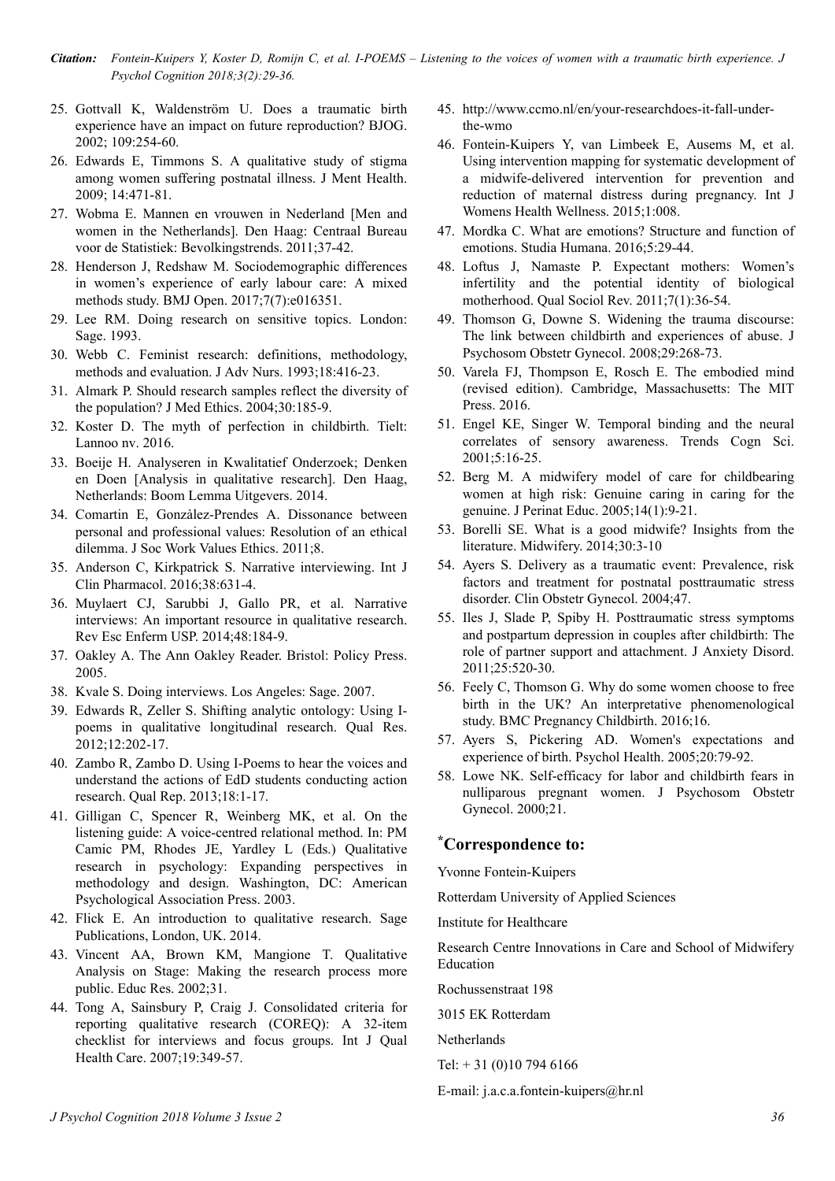25. Gottvall K, Waldenström U. Does a traumatic birth experience have an impact on future reproduction? BJOG. 2002; 109:254-60.
26. Edwards E, Timmons S. A qualitative study of stigma among women suffering postnatal illness. J Ment Health. 2009; 14:471-81.
27. Wobma E. Mannen en vrouwen in Nederland [Men and women in the Netherlands]. Den Haag: Centraal Bureau voor de Statistiek: Bevolkingstrends. 2011;37-42.
28. Henderson J, Redshaw M. Sociodemographic differences in women's experience of early labour care: A mixed methods study. BMJ Open. 2017;7(7):e016351.
29. Lee RM. Doing research on sensitive topics. London: Sage. 1993.
30. Webb C. Feminist research: definitions, methodology, methods and evaluation. J Adv Nurs. 1993;18:416-23.
31. Almark P. Should research samples reflect the diversity of the population? J Med Ethics. 2004;30:185-9.
32. Koster D. The myth of perfection in childbirth. Tielt: Lannoo nv. 2016.
33. Boeije H. Analyseren in Kwalitatief Onderzoek; Denken en Doen [Analysis in qualitative research]. Den Haag, Netherlands: Boom Lemma Uitgevers. 2014.
34. Comartin E, Gonzàlez-Prendes A. Dissonance between personal and professional values: Resolution of an ethical dilemma. J Soc Work Values Ethics. 2011;8.
35. Anderson C, Kirkpatrick S. Narrative interviewing. Int J Clin Pharmacol. 2016;38:631-4.
36. Muylaert CJ, Sarubbi J, Gallo PR, et al. Narrative interviews: An important resource in qualitative research. Rev Esc Enferm USP. 2014;48:184-9.
37. Oakley A. The Ann Oakley Reader. Bristol: Policy Press. 2005.
38. Kvale S. Doing interviews. Los Angeles: Sage. 2007.
39. Edwards R, Zeller S. Shifting analytic ontology: Using I-poems in qualitative longitudinal research. Qual Res. 2012;12:202-17.
40. Zambo R, Zambo D. Using I-Poems to hear the voices and understand the actions of EdD students conducting action research. Qual Rep. 2013;18:1-17.
41. Gilligan C, Spencer R, Weinberg MK, et al. On the listening guide: A voice-centred relational method. In: PM Camic PM, Rhodes JE, Yardley L (Eds.) Qualitative research in psychology: Expanding perspectives in methodology and design. Washington, DC: American Psychological Association Press. 2003.
42. Flick E. An introduction to qualitative research. Sage Publications, London, UK. 2014.
43. Vincent AA, Brown KM, Mangione T. Qualitative Analysis on Stage: Making the research process more public. Educ Res. 2002;31.
44. Tong A, Sainsbury P, Craig J. Consolidated criteria for reporting qualitative research (COREQ): A 32-item checklist for interviews and focus groups. Int J Qual Health Care. 2007;19:349-57.
45. http://www.ccmo.nl/en/your-researchdoes-it-fall-under-the-wmo
46. Fontein-Kuipers Y, van Limbeek E, Ausems M, et al. Using intervention mapping for systematic development of a midwife-delivered intervention for prevention and reduction of maternal distress during pregnancy. Int J Womens Health Wellness. 2015;1:008.
47. Mordka C. What are emotions? Structure and function of emotions. Studia Humana. 2016;5:29-44.
48. Loftus J, Namaste P. Expectant mothers: Women's infertility and the potential identity of biological motherhood. Qual Sociol Rev. 2011;7(1):36-54.
49. Thomson G, Downe S. Widening the trauma discourse: The link between childbirth and experiences of abuse. J Psychosom Obstetr Gynecol. 2008;29:268-73.
50. Varela FJ, Thompson E, Rosch E. The embodied mind (revised edition). Cambridge, Massachusetts: The MIT Press. 2016.
51. Engel KE, Singer W. Temporal binding and the neural correlates of sensory awareness. Trends Cogn Sci. 2001;5:16-25.
52. Berg M. A midwifery model of care for childbearing women at high risk: Genuine caring in caring for the genuine. J Perinat Educ. 2005;14(1):9-21.
53. Borelli SE. What is a good midwife? Insights from the literature. Midwifery. 2014;30:3-10
54. Ayers S. Delivery as a traumatic event: Prevalence, risk factors and treatment for postnatal posttraumatic stress disorder. Clin Obstetr Gynecol. 2004;47.
55. Iles J, Slade P, Spiby H. Posttraumatic stress symptoms and postpartum depression in couples after childbirth: The role of partner support and attachment. J Anxiety Disord. 2011;25:520-30.
56. Feely C, Thomson G. Why do some women choose to free birth in the UK? An interpretative phenomenological study. BMC Pregnancy Childbirth. 2016;16.
57. Ayers S, Pickering AD. Women's expectations and experience of birth. Psychol Health. 2005;20:79-92.
58. Lowe NK. Self-efficacy for labor and childbirth fears in nulliparous pregnant women. J Psychosom Obstetr Gynecol. 2000;21.

## *Correspondence to:

Yvonne Fontein-Kuipers

Rotterdam University of Applied Sciences

Institute for Healthcare

Research Centre Innovations in Care and School of Midwifery Education

Rochussenstraat 198

3015 EK Rotterdam

Netherlands

Tel: + 31 (0)10 794 6166

E-mail: j.a.c.a.fontein-kuipers@hr.nl